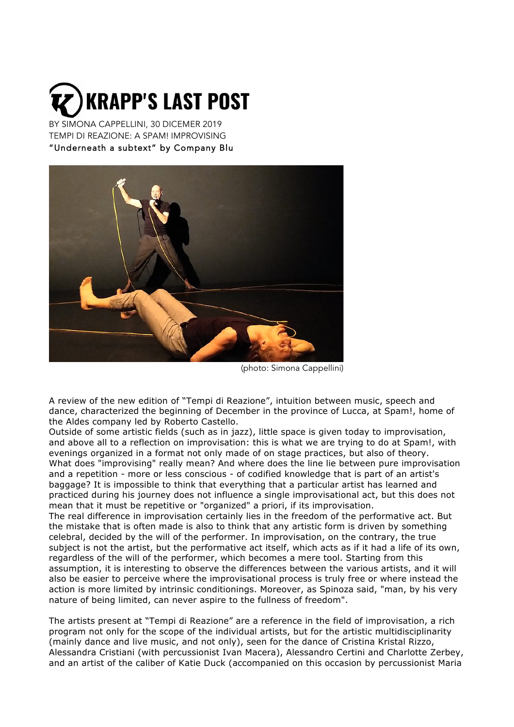# KRAPP'S LAST POST

BY SIMONA CAPPELLINI, 30 DICEMER 2019

TEMPI DI REAZIONE: A SPAM! IMPROVISING

"Underneath a subtext" by Company Blu

(photo: Simona Cappellini)

A review of the new edition of "Tempi di Reazione", intuition between music, speech and dance, characterized the beginning of December in the province of Lucca, at Spam!, home of the Aldes company led by Roberto Castello.

Outside of some artistic fields (such as in jazz), little space is given today to improvisation, and above all to a reflection on improvisation: this is what we are trying to do at Spam!, with evenings organized in a format not only made of on stage practices, but also of theory. What does "improvising" really mean? And where does the line lie between pure improvisation and a repetition - more or less conscious - of codified knowledge that is part of an artist's baggage? It is impossible to think that everything that a particular artist has learned and practiced during his journey does not influence a single improvisational act, but this does not mean that it must be repetitive or "organized" a priori, if its improvisation.

The real difference in improvisation certainly lies in the freedom of the performative act. But the mistake that is often made is also to think that any artistic form is driven by something celebral, decided by the will of the performer. In improvisation, on the contrary, the true subject is not the artist, but the performative act itself, which acts as if it had a life of its own, regardless of the will of the performer, which becomes a mere tool. Starting from this assumption, it is interesting to observe the differences between the various artists, and it will also be easier to perceive where the improvisational process is truly free or where instead the action is more limited by intrinsic conditionings. Moreover, as Spinoza said, "man, by his very nature of being limited, can never aspire to the fullness of freedom".

The artists present at "Tempi di Reazione" are a reference in the field of improvisation, a rich program not only for the scope of the individual artists, but for the artistic multidisciplinarity (mainly dance and live music, and not only), seen for the dance of Cristina Kristal Rizzo, Alessandra Cristiani (with percussionist Ivan Macera), Alessandro Certini and Charlotte Zerbey, and an artist of the caliber of Katie Duck (accompanied on this occasion by percussionist Maria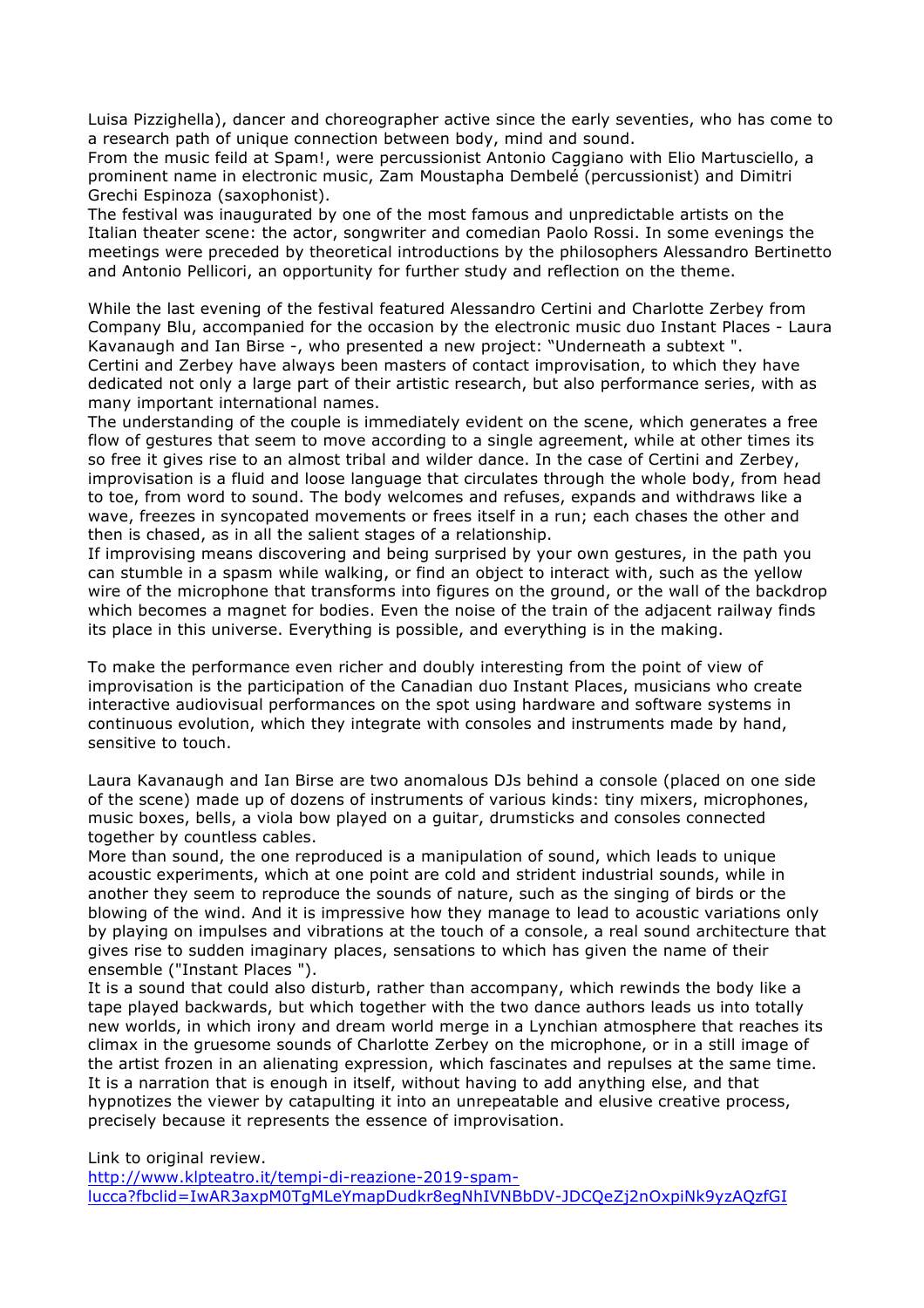Luisa Pizzighella), dancer and choreographer active since the early seventies, who has come to a research path of unique connection between body, mind and sound.
From the music feild at Spam!, were percussionist Antonio Caggiano with Elio Martusciello, a prominent name in electronic music, Zam Moustapha Dembelé (percussionist) and Dimitri Grechi Espinoza (saxophonist).
The festival was inaugurated by one of the most famous and unpredictable artists on the Italian theater scene: the actor, songwriter and comedian Paolo Rossi. In some evenings the meetings were preceded by theoretical introductions by the philosophers Alessandro Bertinetto and Antonio Pellicori, an opportunity for further study and reflection on the theme.

While the last evening of the festival featured Alessandro Certini and Charlotte Zerbey from Company Blu, accompanied for the occasion by the electronic music duo Instant Places - Laura Kavanaugh and Ian Birse -, who presented a new project: "Underneath a subtext ".
Certini and Zerbey have always been masters of contact improvisation, to which they have dedicated not only a large part of their artistic research, but also performance series, with as many important international names.
The understanding of the couple is immediately evident on the scene, which generates a free flow of gestures that seem to move according to a single agreement, while at other times its so free it gives rise to an almost tribal and wilder dance. In the case of Certini and Zerbey, improvisation is a fluid and loose language that circulates through the whole body, from head to toe, from word to sound. The body welcomes and refuses, expands and withdraws like a wave, freezes in syncopated movements or frees itself in a run; each chases the other and then is chased, as in all the salient stages of a relationship.
If improvising means discovering and being surprised by your own gestures, in the path you can stumble in a spasm while walking, or find an object to interact with, such as the yellow wire of the microphone that transforms into figures on the ground, or the wall of the backdrop which becomes a magnet for bodies. Even the noise of the train of the adjacent railway finds its place in this universe. Everything is possible, and everything is in the making.

To make the performance even richer and doubly interesting from the point of view of improvisation is the participation of the Canadian duo Instant Places, musicians who create interactive audiovisual performances on the spot using hardware and software systems in continuous evolution, which they integrate with consoles and instruments made by hand, sensitive to touch.

Laura Kavanaugh and Ian Birse are two anomalous DJs behind a console (placed on one side of the scene) made up of dozens of instruments of various kinds: tiny mixers, microphones, music boxes, bells, a viola bow played on a guitar, drumsticks and consoles connected together by countless cables.
More than sound, the one reproduced is a manipulation of sound, which leads to unique acoustic experiments, which at one point are cold and strident industrial sounds, while in another they seem to reproduce the sounds of nature, such as the singing of birds or the blowing of the wind. And it is impressive how they manage to lead to acoustic variations only by playing on impulses and vibrations at the touch of a console, a real sound architecture that gives rise to sudden imaginary places, sensations to which has given the name of their ensemble ("Instant Places ").
It is a sound that could also disturb, rather than accompany, which rewinds the body like a tape played backwards, but which together with the two dance authors leads us into totally new worlds, in which irony and dream world merge in a Lynchian atmosphere that reaches its climax in the gruesome sounds of Charlotte Zerbey on the microphone, or in a still image of the artist frozen in an alienating expression, which fascinates and repulses at the same time.
It is a narration that is enough in itself, without having to add anything else, and that hypnotizes the viewer by catapulting it into an unrepeatable and elusive creative process, precisely because it represents the essence of improvisation.

Link to original review.
[http://www.klpteatro.it/tempi-di-reazione-2019-spam-lucca?fbclid=IwAR3axpM0TgMLeYmapDudkr8egNhIVNBbDV-JDCQeZj2nOxpiNk9yzAQzfGI](http://www.klpteatro.it/tempi-di-reazione-2019-spam-lucca?fbclid=IwAR3axpM0TgMLeYmapDudkr8egNhIVNBbDV-JDCQeZj2nOxpiNk9yzAQzfGI)